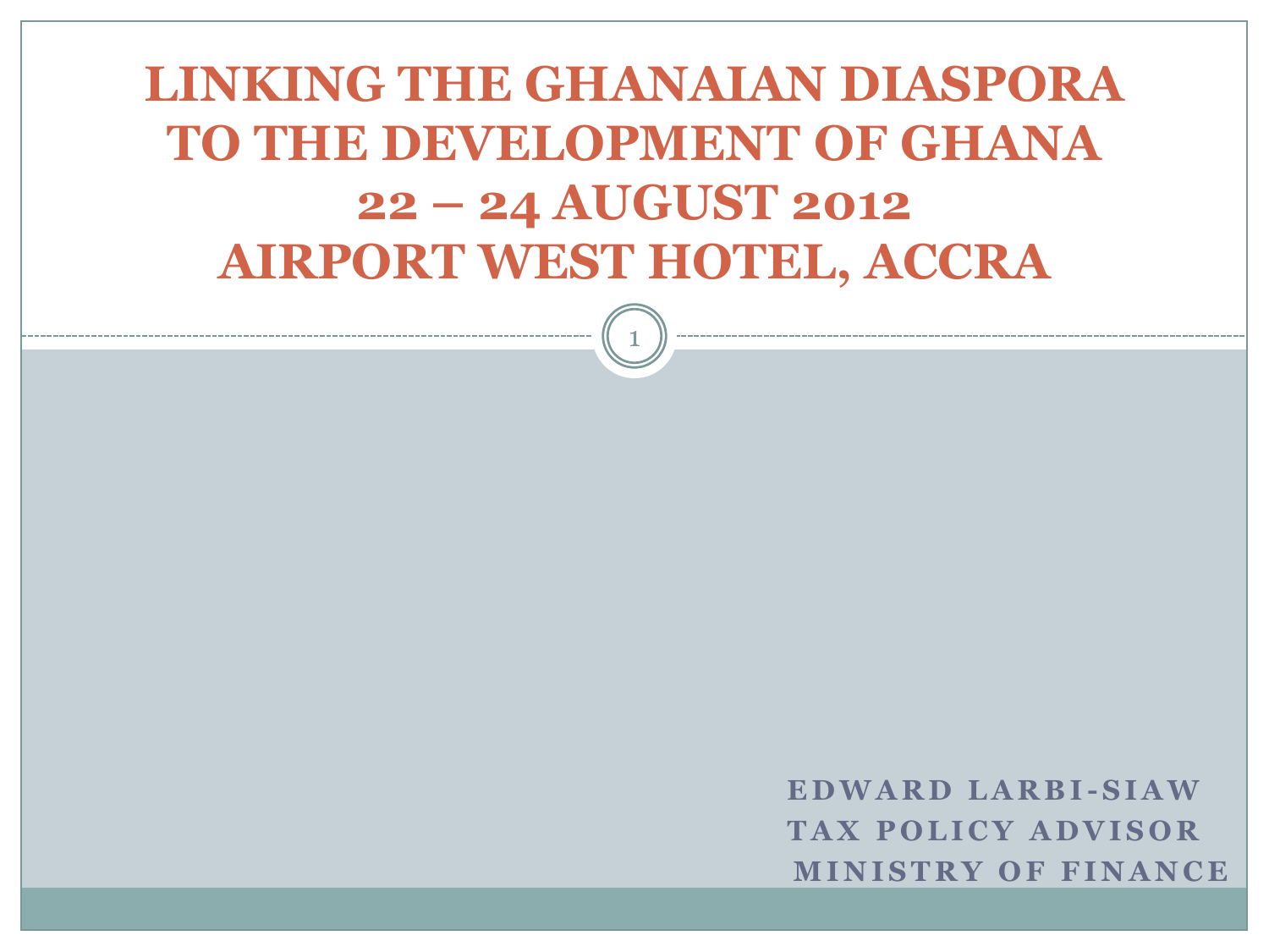# LINKING THE GHANAIAN DIASPORA TO THE DEVELOPMENT OF GHANA

## 22 – 24 AUGUST 2012

## AIRPORT WEST HOTEL, ACCRA

**EDWARD LARBI-SIAW**
**TAX POLICY ADVISOR**
**MINISTRY OF FINANCE**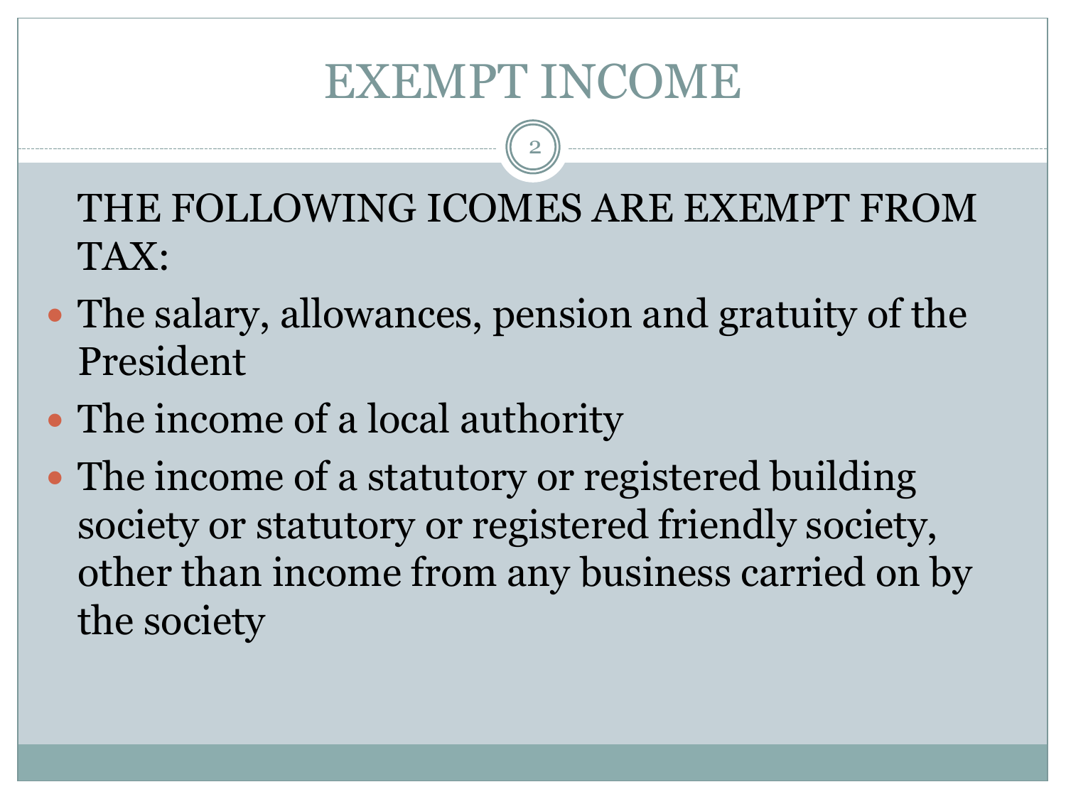# EXEMPT INCOME

THE FOLLOWING ICOMES ARE EXEMPT FROM TAX:

- The salary, allowances, pension and gratuity of the President
- The income of a local authority
- The income of a statutory or registered building society or statutory or registered friendly society, other than income from any business carried on by the society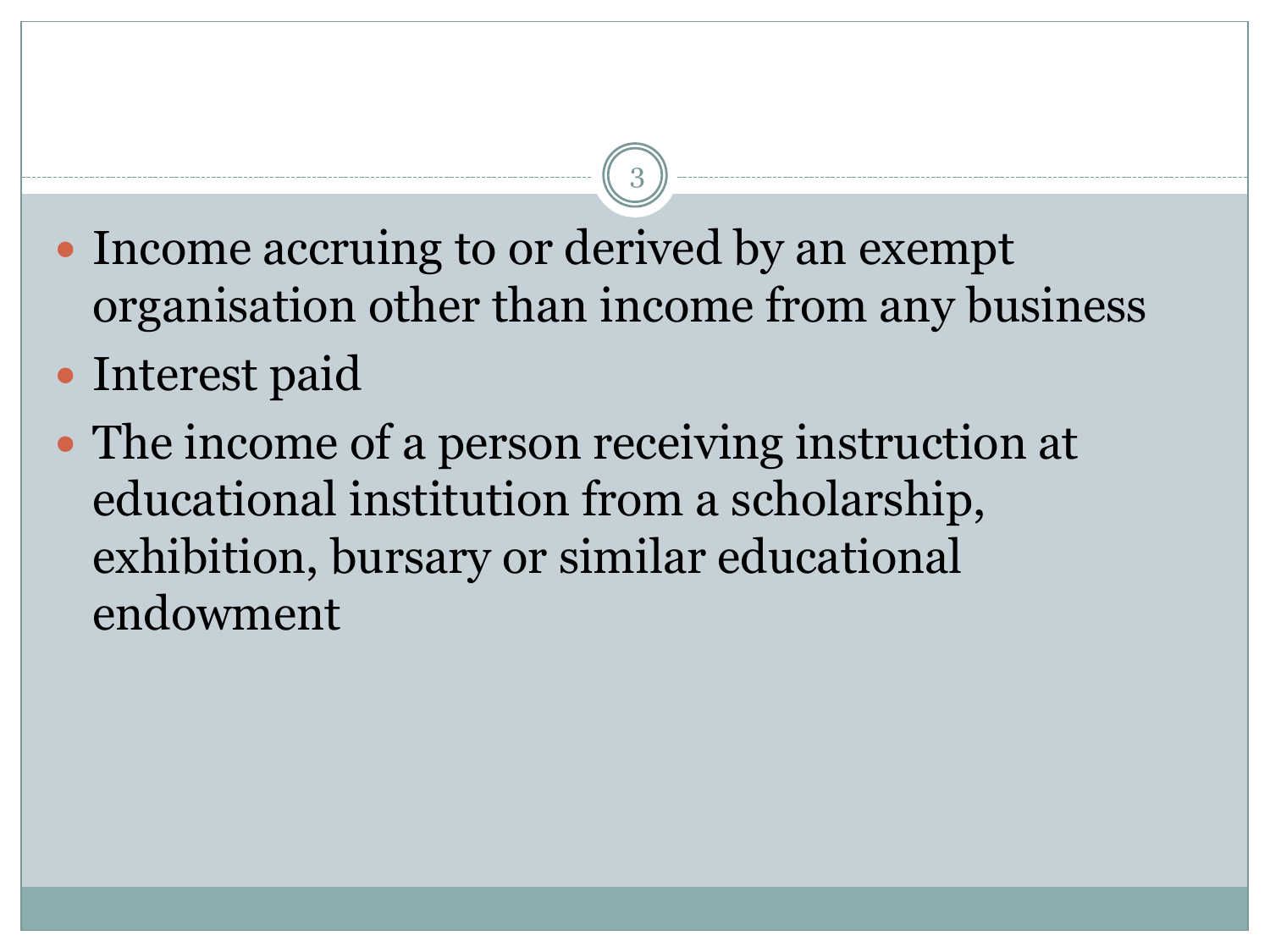- Income accruing to or derived by an exempt organisation other than income from any business
- Interest paid
- The income of a person receiving instruction at educational institution from a scholarship, exhibition, bursary or similar educational endowment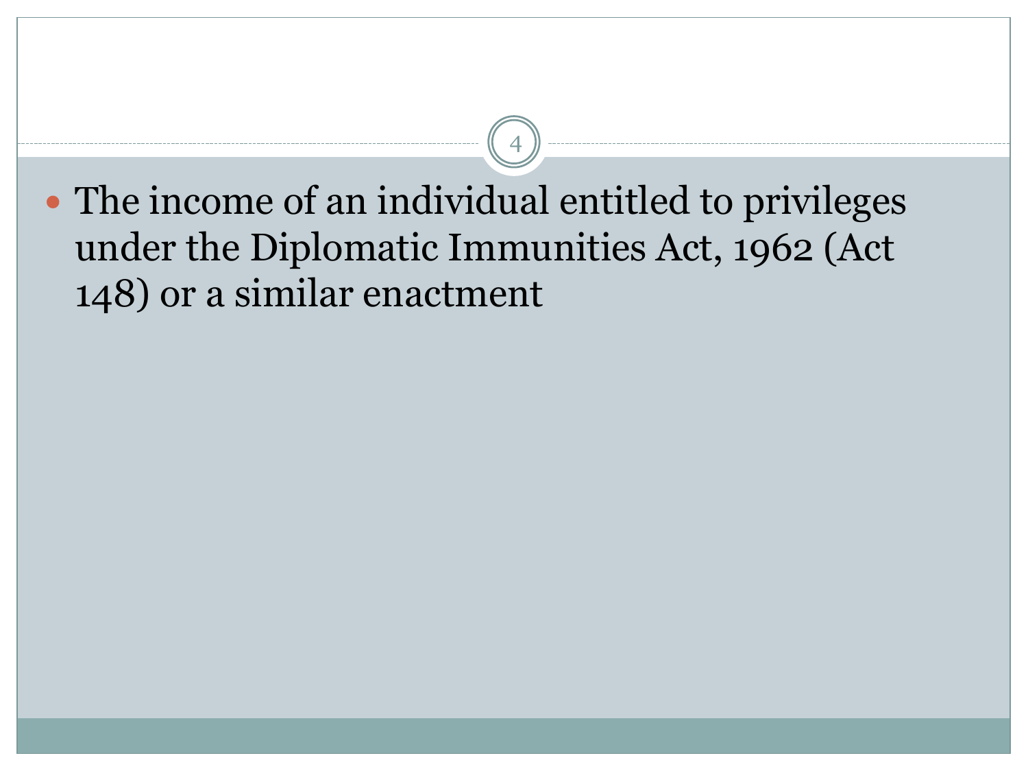- The income of an individual entitled to privileges under the Diplomatic Immunities Act, 1962 (Act 148) or a similar enactment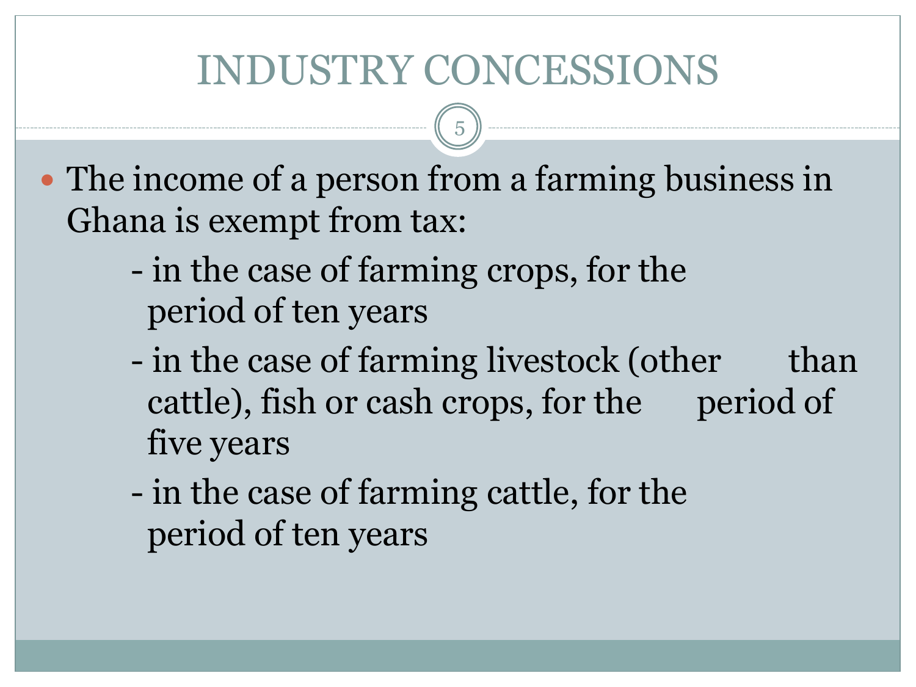# INDUSTRY CONCESSIONS

- The income of a person from a farming business in Ghana is exempt from tax:
  - in the case of farming crops, for the period of ten years
  - in the case of farming livestock (other than cattle), fish or cash crops, for the period of five years
  - in the case of farming cattle, for the period of ten years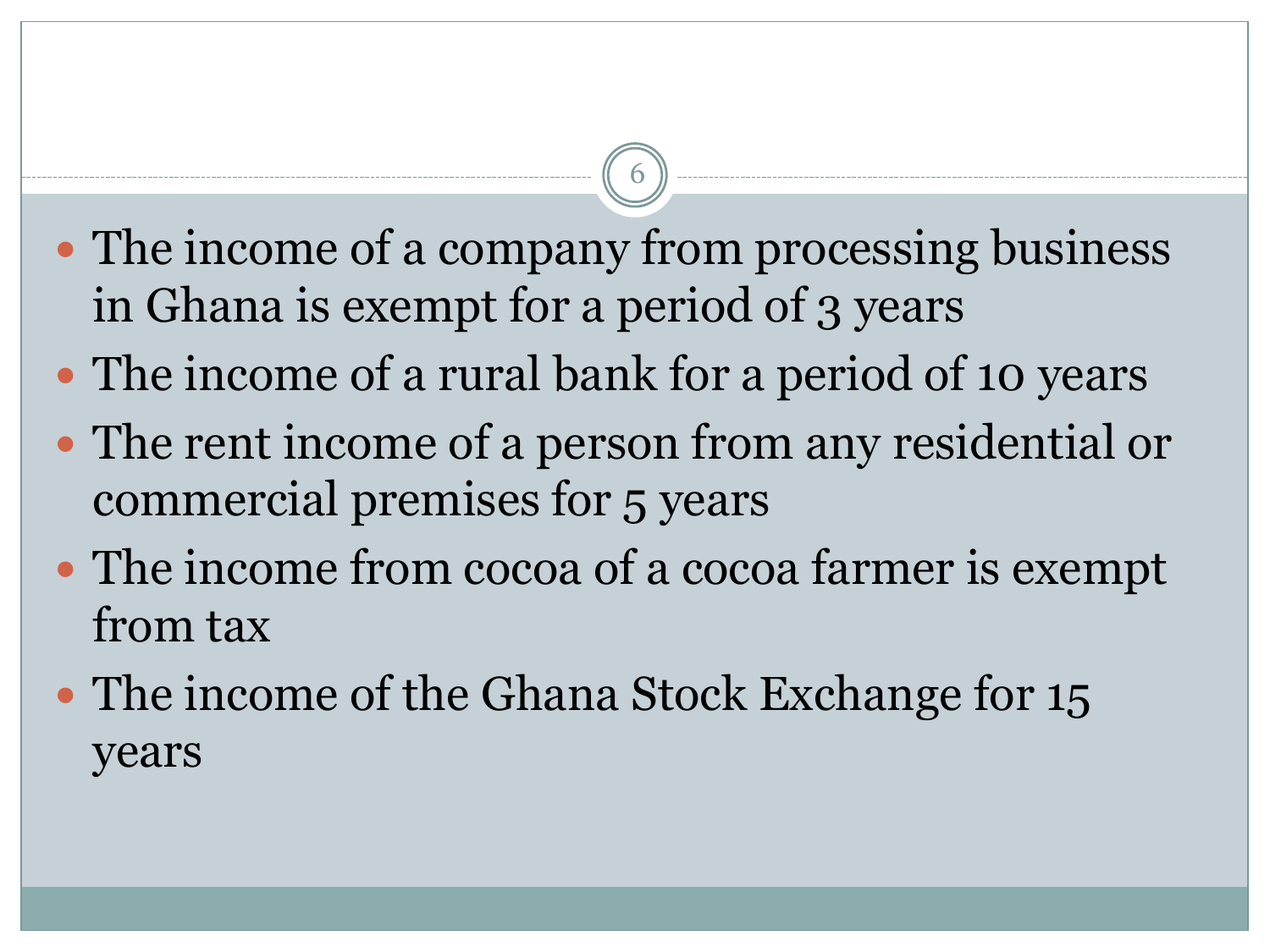- The income of a company from processing business in Ghana is exempt for a period of 3 years
- The income of a rural bank for a period of 10 years
- The rent income of a person from any residential or commercial premises for 5 years
- The income from cocoa of a cocoa farmer is exempt from tax
- The income of the Ghana Stock Exchange for 15 years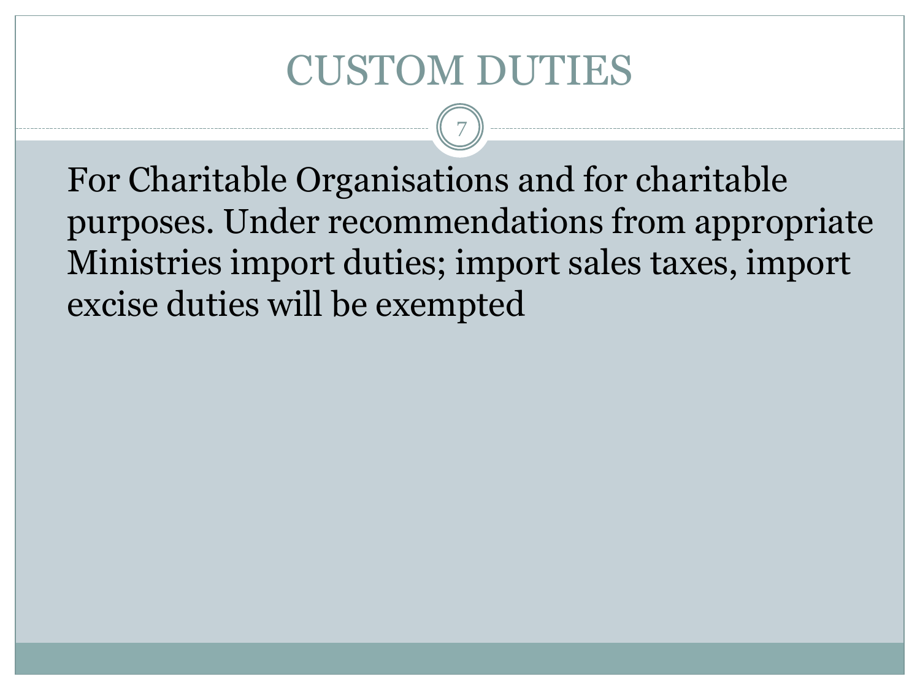# CUSTOM DUTIES

For Charitable Organisations and for charitable purposes. Under recommendations from appropriate Ministries import duties; import sales taxes, import excise duties will be exempted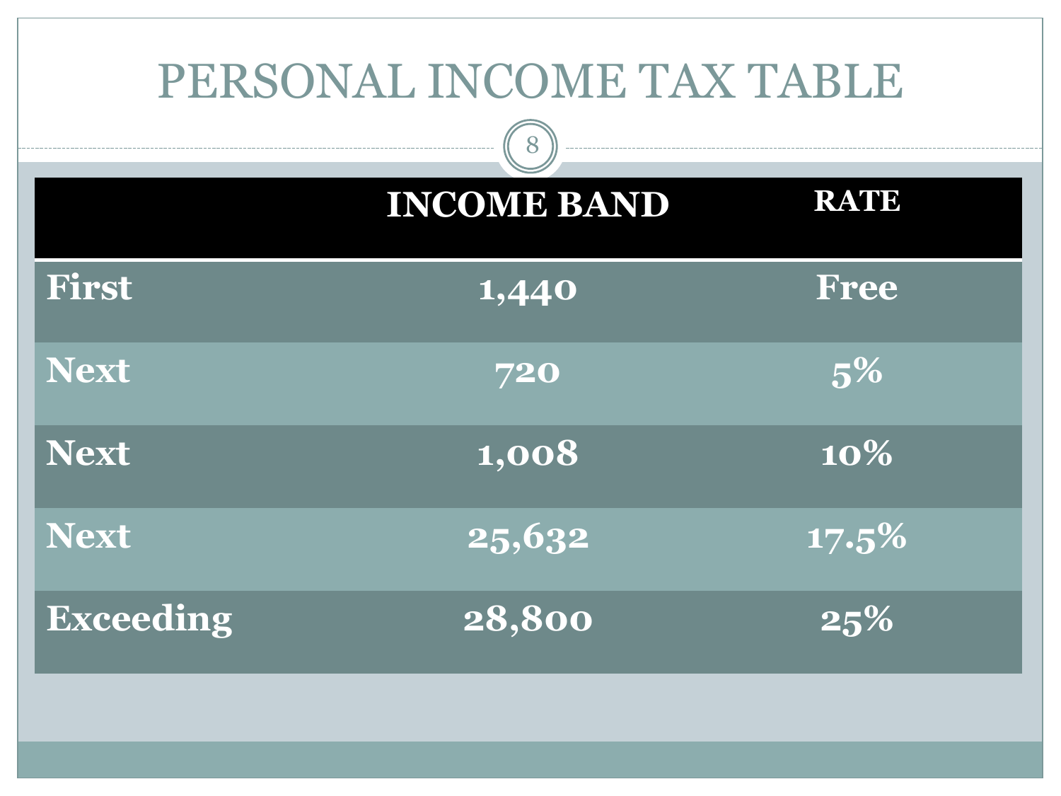# PERSONAL INCOME TAX TABLE

| | INCOME BAND | RATE |
|---|---|---|
| First | 1,440 | Free |
| Next | 720 | 5% |
| Next | 1,008 | 10% |
| Next | 25,632 | 17.5% |
| Exceeding | 28,800 | 25% |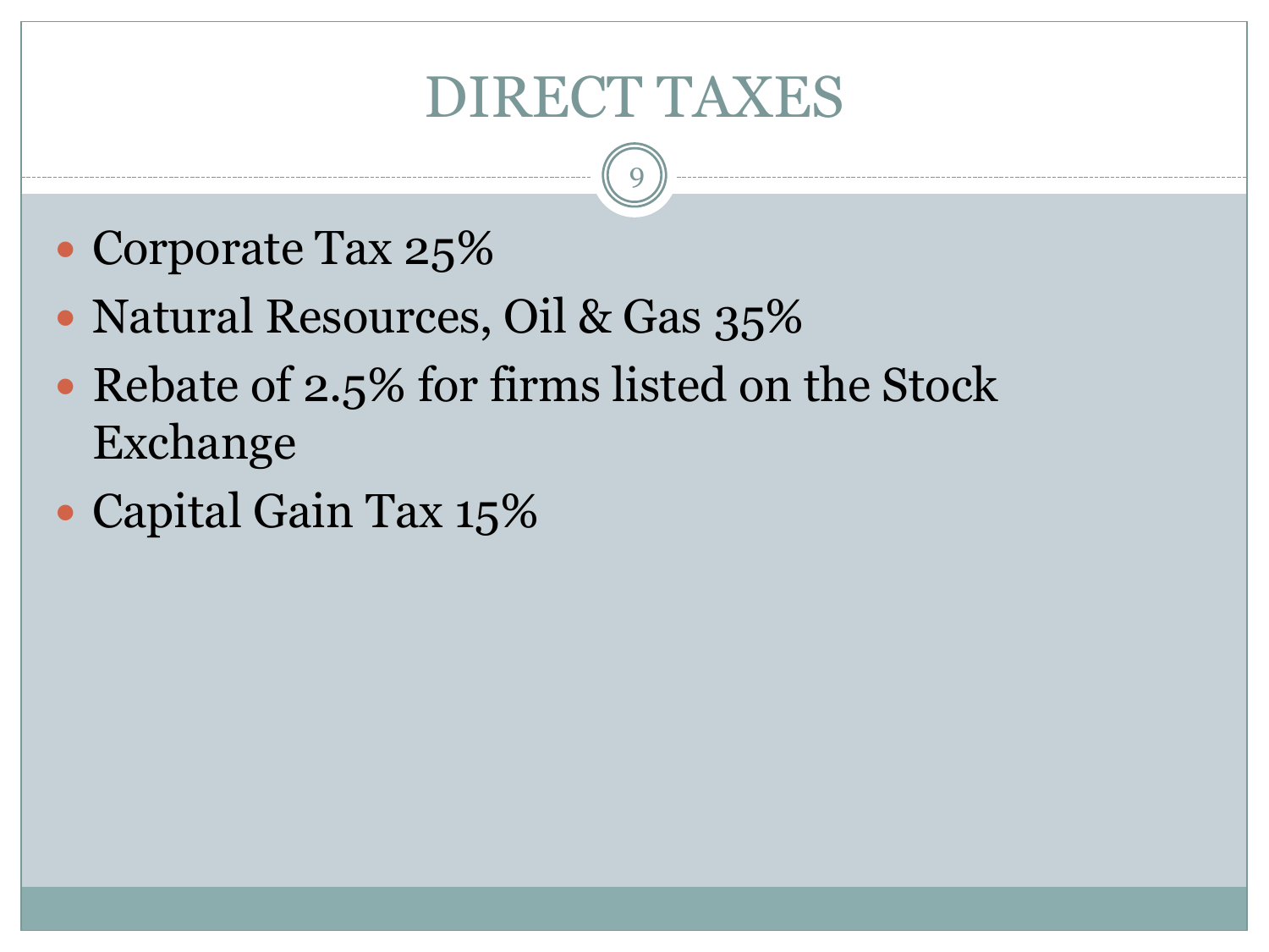# DIRECT TAXES

- Corporate Tax 25%
- Natural Resources, Oil & Gas 35%
- Rebate of 2.5% for firms listed on the Stock Exchange
- Capital Gain Tax 15%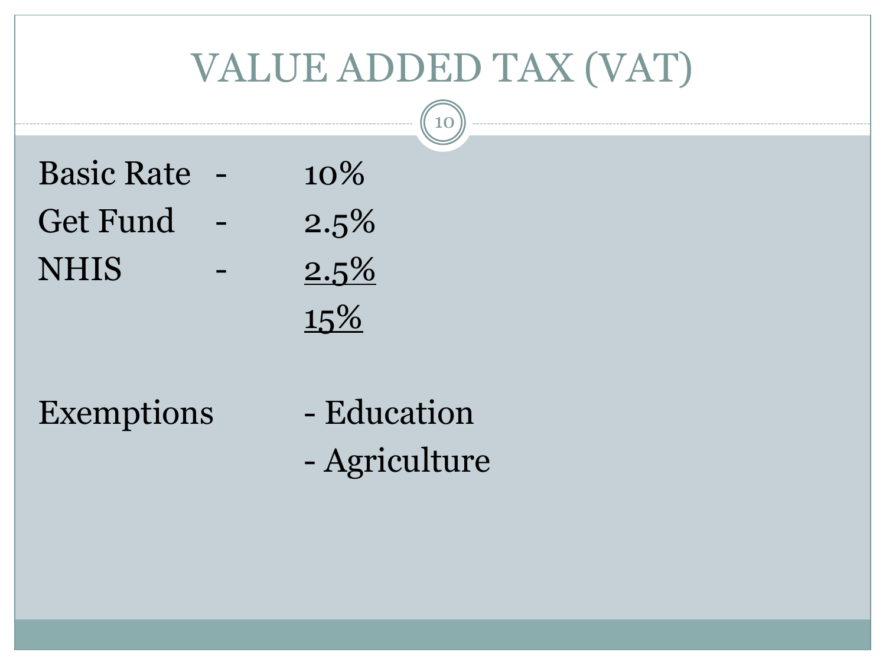# VALUE ADDED TAX (VAT)

| | | |
|---|---|---|
| Basic Rate | - | 10% |
| Get Fund | - | 2.5% |
| NHIS | - | 2.5% |
| | | 15% |

Exemptions
- Education
- Agriculture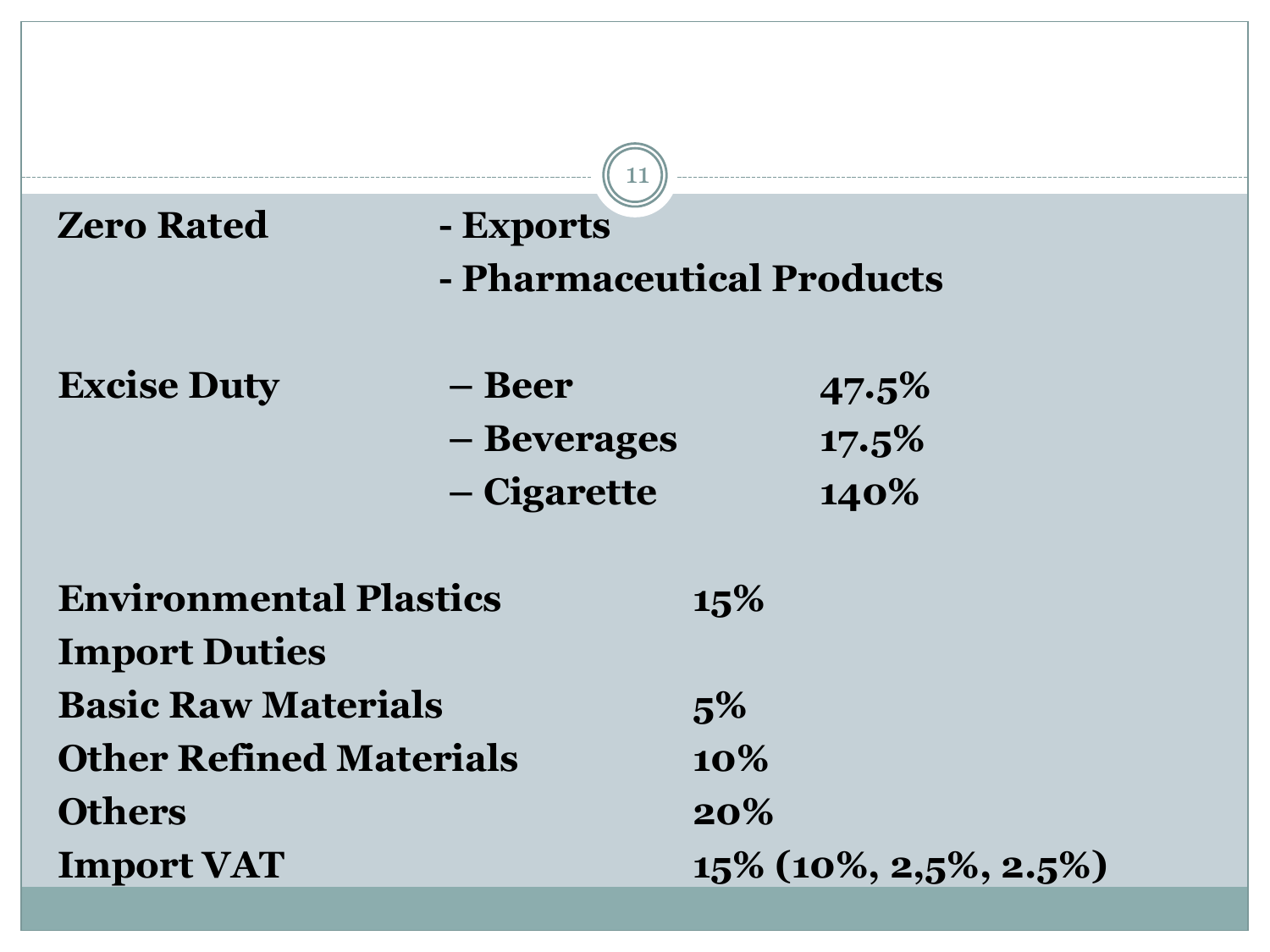**Zero Rated** - Exports
- Pharmaceutical Products

| | | |
|---|---|---|
| **Excise Duty** | – Beer | 47.5% |
| | – Beverages | 17.5% |
| | – Cigarette | 140% |

| | |
|---|---|
| **Environmental Plastics** | **15%** |
| **Import Duties** | |
| **Basic Raw Materials** | **5%** |
| **Other Refined Materials** | **10%** |
| **Others** | **20%** |
| **Import VAT** | **15% (10%, 2,5%, 2.5%)** |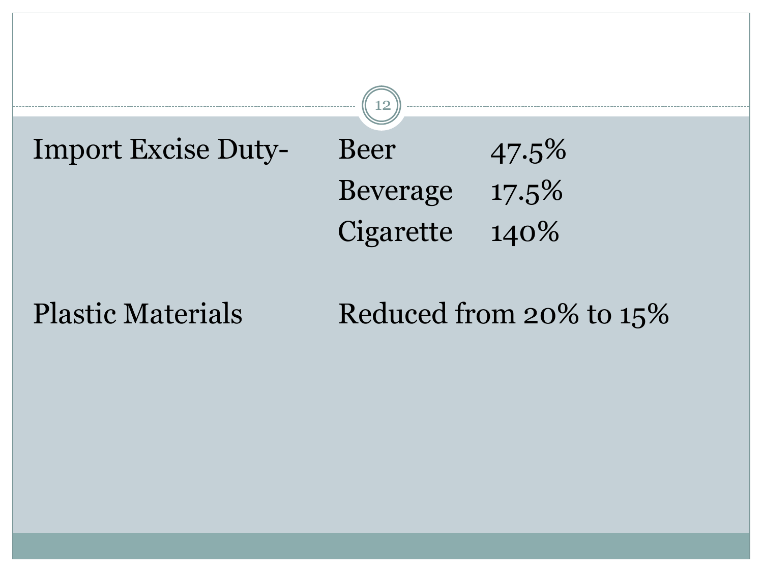| | | |
|---|---|---|
| Import Excise Duty- | Beer | 47.5% |
| | Beverage | 17.5% |
| | Cigarette | 140% |
| Plastic Materials | Reduced from 20% to 15% | |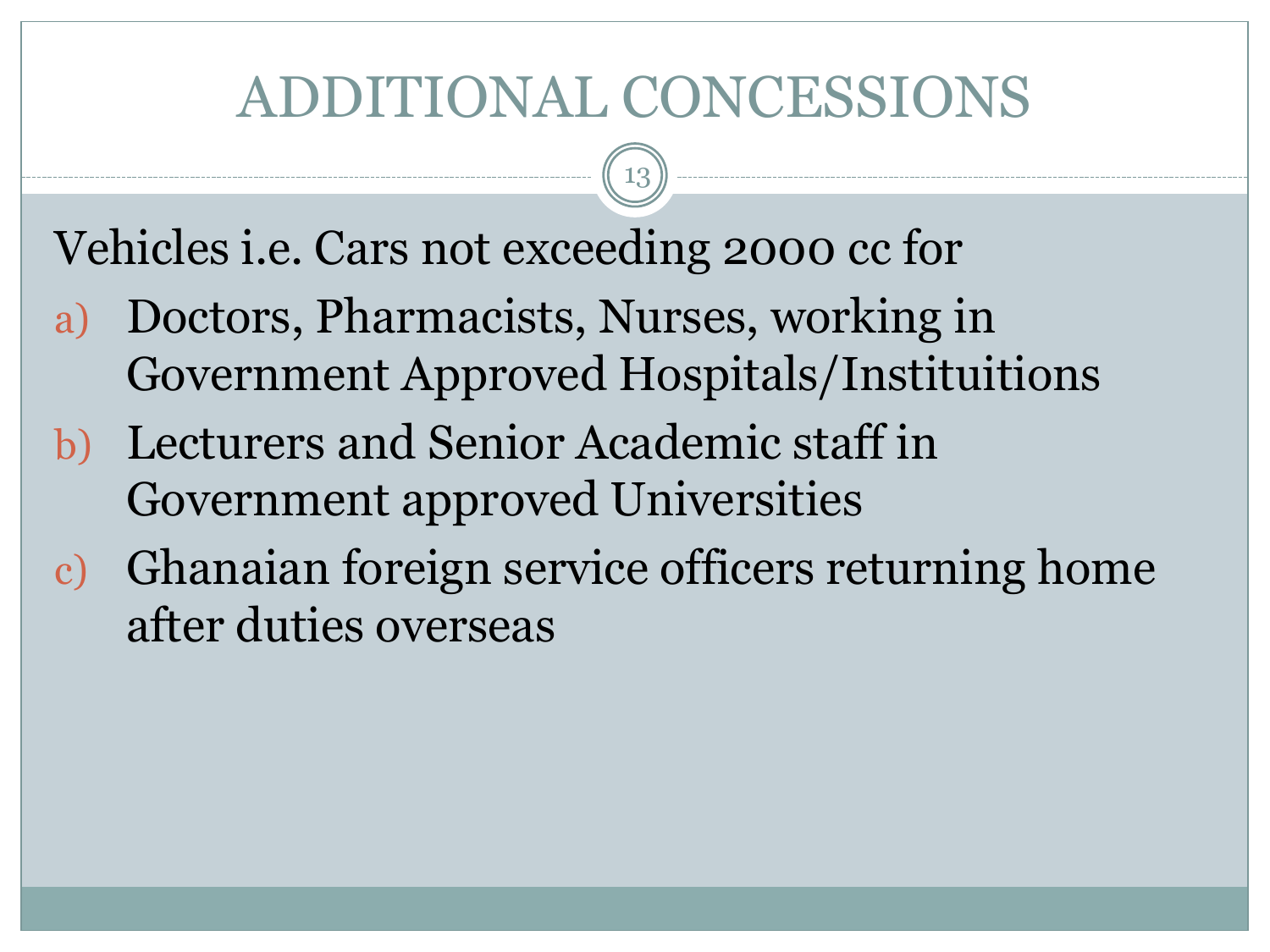# ADDITIONAL CONCESSIONS

Vehicles i.e. Cars not exceeding 2000 cc for

a) Doctors, Pharmacists, Nurses, working in Government Approved Hospitals/Instituitions
b) Lecturers and Senior Academic staff in Government approved Universities
c) Ghanaian foreign service officers returning home after duties overseas